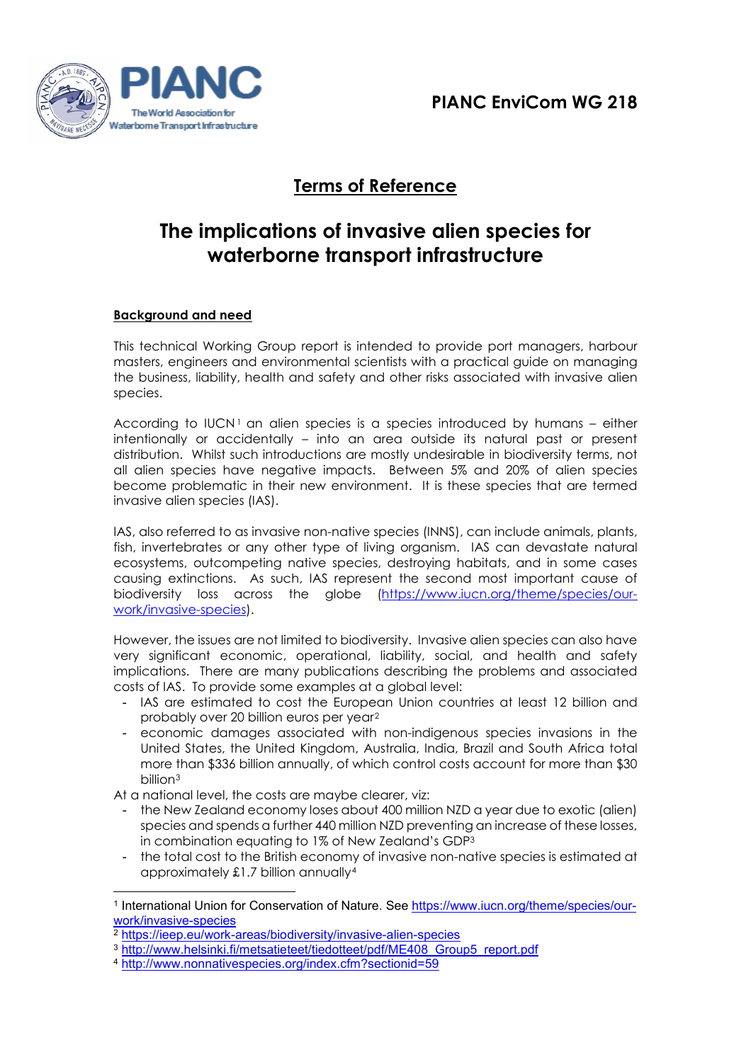PIANC EnviCom WG 218

# Terms of Reference

# The implications of invasive alien species for waterborne transport infrastructure

## Background and need

This technical Working Group report is intended to provide port managers, harbour masters, engineers and environmental scientists with a practical guide on managing the business, liability, health and safety and other risks associated with invasive alien species.

According to IUCN[1] an alien species is a species introduced by humans – either intentionally or accidentally – into an area outside its natural past or present distribution. Whilst such introductions are mostly undesirable in biodiversity terms, not all alien species have negative impacts. Between 5% and 20% of alien species become problematic in their new environment. It is these species that are termed invasive alien species (IAS).

IAS, also referred to as invasive non-native species (INNS), can include animals, plants, fish, invertebrates or any other type of living organism. IAS can devastate natural ecosystems, outcompeting native species, destroying habitats, and in some cases causing extinctions. As such, IAS represent the second most important cause of biodiversity loss across the globe (https://www.iucn.org/theme/species/our-work/invasive-species).

However, the issues are not limited to biodiversity. Invasive alien species can also have very significant economic, operational, liability, social, and health and safety implications. There are many publications describing the problems and associated costs of IAS. To provide some examples at a global level:

- IAS are estimated to cost the European Union countries at least 12 billion and probably over 20 billion euros per year[2]
- economic damages associated with non-indigenous species invasions in the United States, the United Kingdom, Australia, India, Brazil and South Africa total more than $336 billion annually, of which control costs account for more than $30 billion[3]

At a national level, the costs are maybe clearer, viz:

- the New Zealand economy loses about 400 million NZD a year due to exotic (alien) species and spends a further 440 million NZD preventing an increase of these losses, in combination equating to 1% of New Zealand's GDP[3]
- the total cost to the British economy of invasive non-native species is estimated at approximately £1.7 billion annually[4]

---

[1] International Union for Conservation of Nature. See https://www.iucn.org/theme/species/our-work/invasive-species

[2] https://ieep.eu/work-areas/biodiversity/invasive-alien-species

[3] http://www.helsinki.fi/metsatieteet/tiedotteet/pdf/ME408_Group5_report.pdf

[4] http://www.nonnativespecies.org/index.cfm?sectionid=59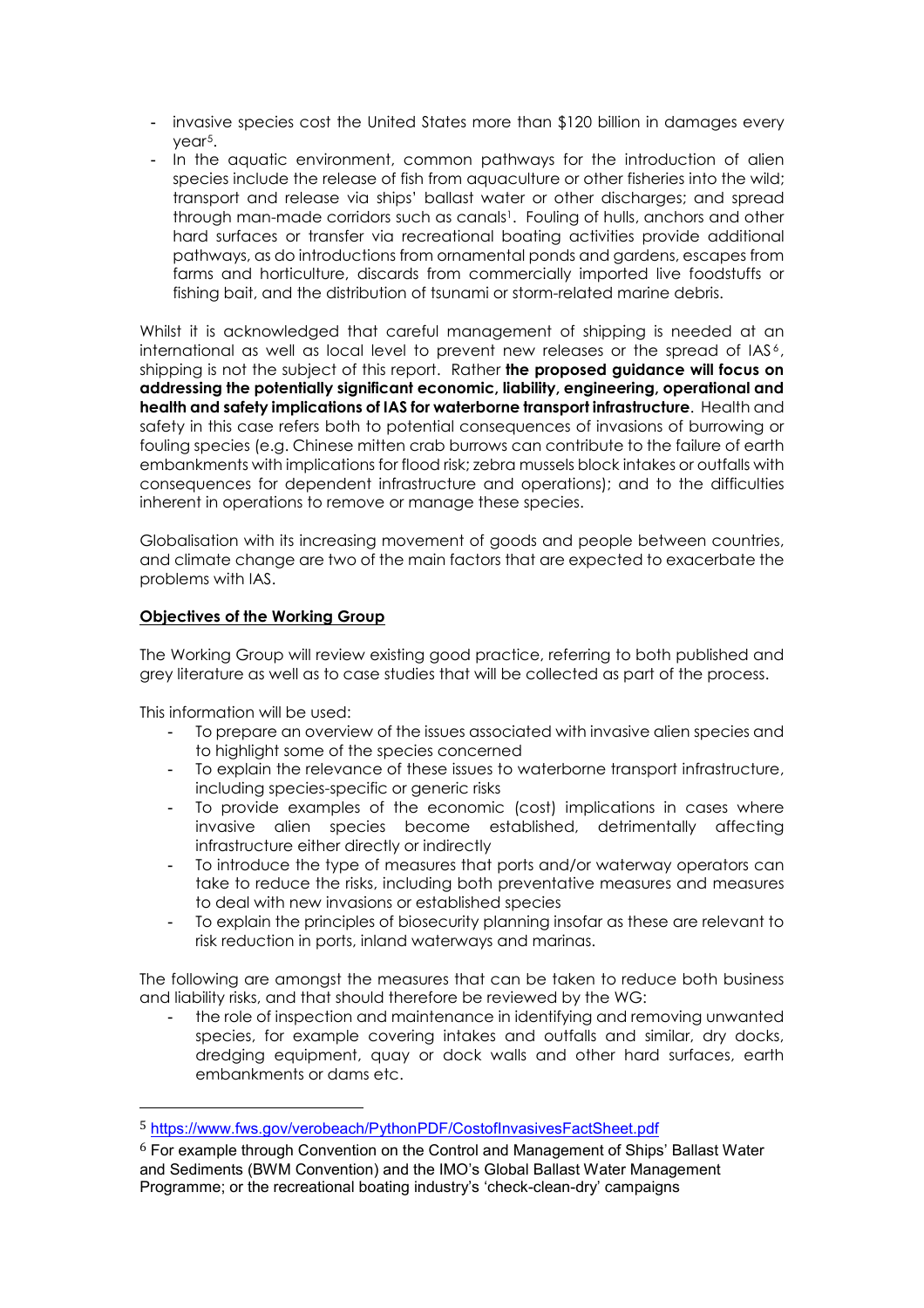- invasive species cost the United States more than $120 billion in damages every year[5].
- In the aquatic environment, common pathways for the introduction of alien species include the release of fish from aquaculture or other fisheries into the wild; transport and release via ships' ballast water or other discharges; and spread through man-made corridors such as canals[1]. Fouling of hulls, anchors and other hard surfaces or transfer via recreational boating activities provide additional pathways, as do introductions from ornamental ponds and gardens, escapes from farms and horticulture, discards from commercially imported live foodstuffs or fishing bait, and the distribution of tsunami or storm-related marine debris.

Whilst it is acknowledged that careful management of shipping is needed at an international as well as local level to prevent new releases or the spread of IAS[6], shipping is not the subject of this report. Rather **the proposed guidance will focus on addressing the potentially significant economic, liability, engineering, operational and health and safety implications of IAS for waterborne transport infrastructure**. Health and safety in this case refers both to potential consequences of invasions of burrowing or fouling species (e.g. Chinese mitten crab burrows can contribute to the failure of earth embankments with implications for flood risk; zebra mussels block intakes or outfalls with consequences for dependent infrastructure and operations); and to the difficulties inherent in operations to remove or manage these species.

Globalisation with its increasing movement of goods and people between countries, and climate change are two of the main factors that are expected to exacerbate the problems with IAS.

## Objectives of the Working Group

The Working Group will review existing good practice, referring to both published and grey literature as well as to case studies that will be collected as part of the process.

This information will be used:

- To prepare an overview of the issues associated with invasive alien species and to highlight some of the species concerned
- To explain the relevance of these issues to waterborne transport infrastructure, including species-specific or generic risks
- To provide examples of the economic (cost) implications in cases where invasive alien species become established, detrimentally affecting infrastructure either directly or indirectly
- To introduce the type of measures that ports and/or waterway operators can take to reduce the risks, including both preventative measures and measures to deal with new invasions or established species
- To explain the principles of biosecurity planning insofar as these are relevant to risk reduction in ports, inland waterways and marinas.

The following are amongst the measures that can be taken to reduce both business and liability risks, and that should therefore be reviewed by the WG:

- the role of inspection and maintenance in identifying and removing unwanted species, for example covering intakes and outfalls and similar, dry docks, dredging equipment, quay or dock walls and other hard surfaces, earth embankments or dams etc.

---

[5] https://www.fws.gov/verobeach/PythonPDF/CostofInvasivesFactSheet.pdf

[6] For example through Convention on the Control and Management of Ships' Ballast Water and Sediments (BWM Convention) and the IMO's Global Ballast Water Management Programme; or the recreational boating industry's 'check-clean-dry' campaigns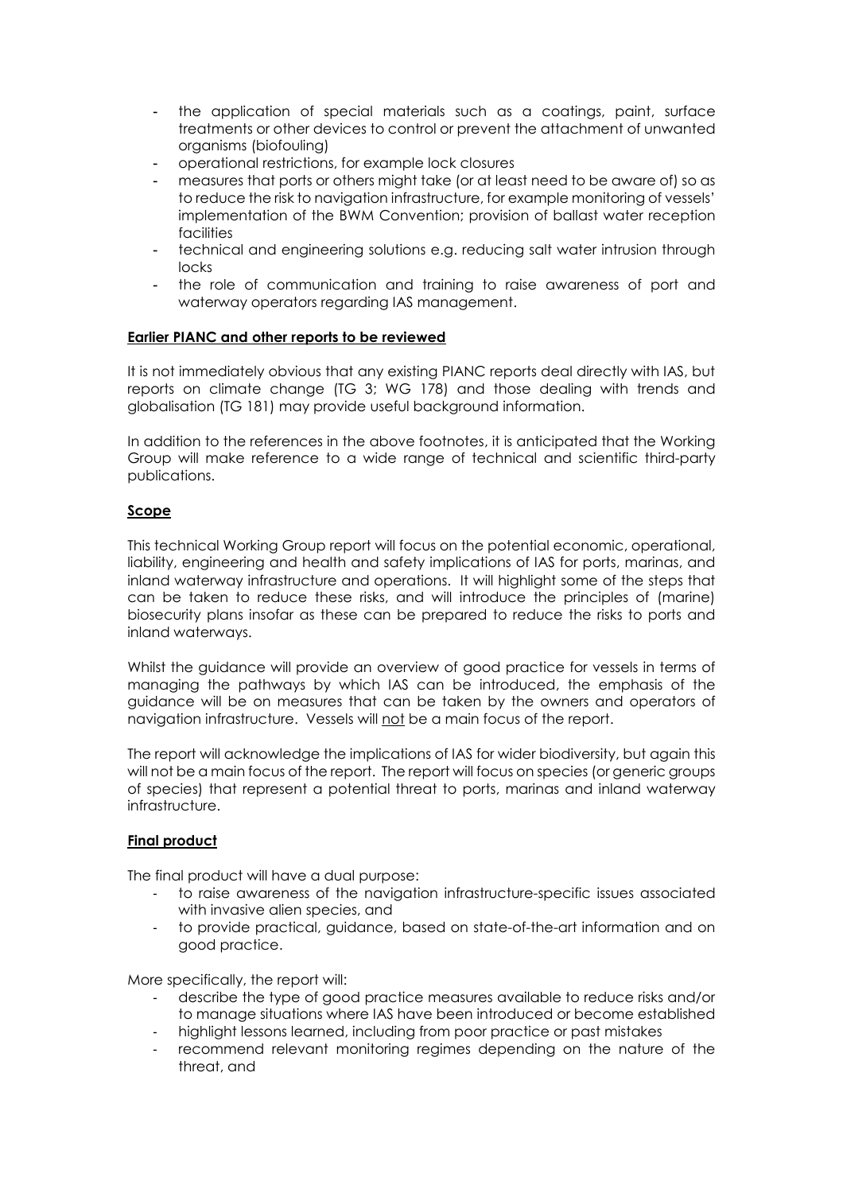- the application of special materials such as a coatings, paint, surface treatments or other devices to control or prevent the attachment of unwanted organisms (biofouling)
- operational restrictions, for example lock closures
- measures that ports or others might take (or at least need to be aware of) so as to reduce the risk to navigation infrastructure, for example monitoring of vessels' implementation of the BWM Convention; provision of ballast water reception facilities
- technical and engineering solutions e.g. reducing salt water intrusion through locks
- the role of communication and training to raise awareness of port and waterway operators regarding IAS management.

**Earlier PIANC and other reports to be reviewed**

It is not immediately obvious that any existing PIANC reports deal directly with IAS, but reports on climate change (TG 3; WG 178) and those dealing with trends and globalisation (TG 181) may provide useful background information.

In addition to the references in the above footnotes, it is anticipated that the Working Group will make reference to a wide range of technical and scientific third-party publications.

**Scope**

This technical Working Group report will focus on the potential economic, operational, liability, engineering and health and safety implications of IAS for ports, marinas, and inland waterway infrastructure and operations. It will highlight some of the steps that can be taken to reduce these risks, and will introduce the principles of (marine) biosecurity plans insofar as these can be prepared to reduce the risks to ports and inland waterways.

Whilst the guidance will provide an overview of good practice for vessels in terms of managing the pathways by which IAS can be introduced, the emphasis of the guidance will be on measures that can be taken by the owners and operators of navigation infrastructure. Vessels will not be a main focus of the report.

The report will acknowledge the implications of IAS for wider biodiversity, but again this will not be a main focus of the report. The report will focus on species (or generic groups of species) that represent a potential threat to ports, marinas and inland waterway infrastructure.

**Final product**

The final product will have a dual purpose:

- to raise awareness of the navigation infrastructure-specific issues associated with invasive alien species, and
- to provide practical, guidance, based on state-of-the-art information and on good practice.

More specifically, the report will:

- describe the type of good practice measures available to reduce risks and/or to manage situations where IAS have been introduced or become established
- highlight lessons learned, including from poor practice or past mistakes
- recommend relevant monitoring regimes depending on the nature of the threat, and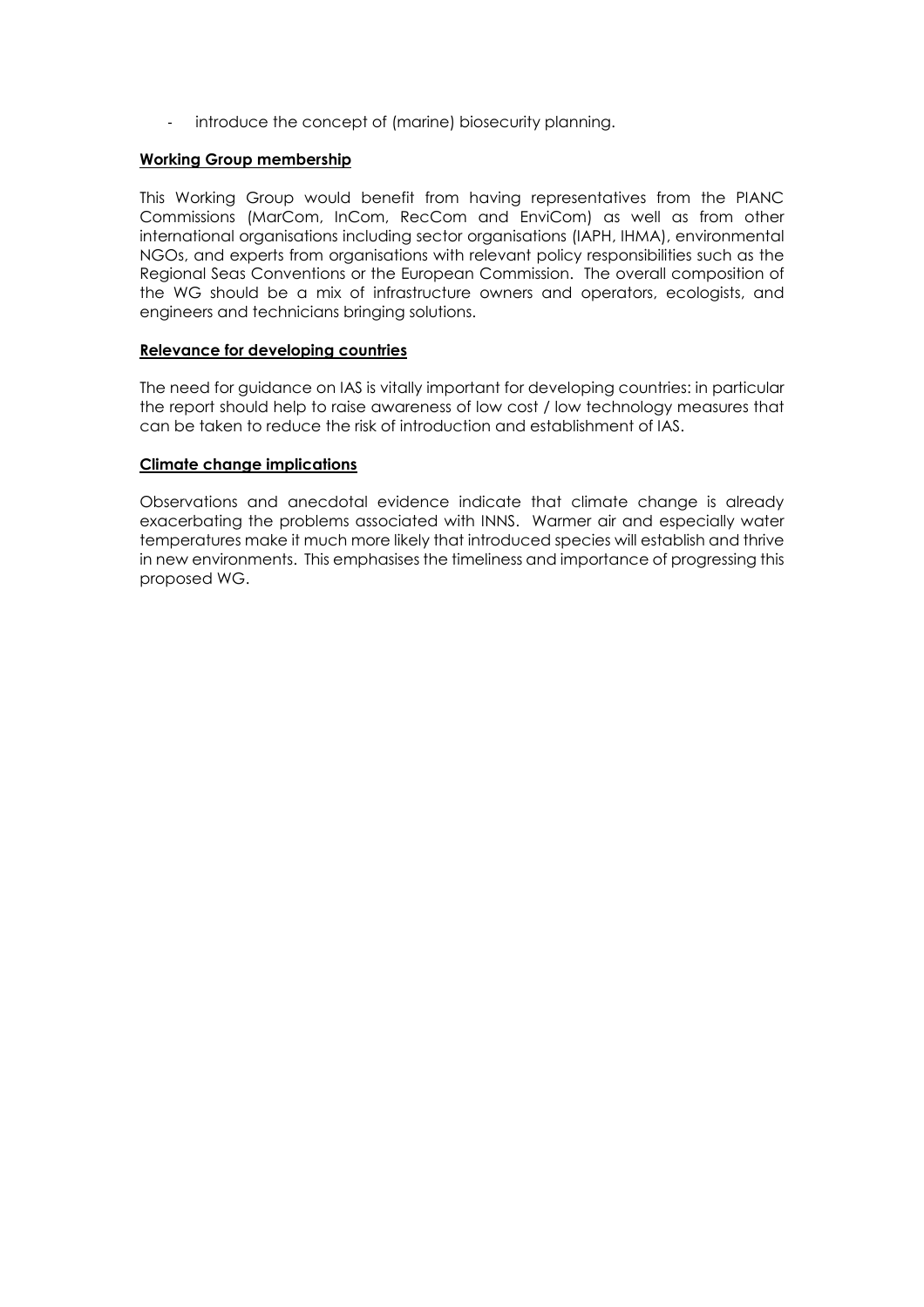- introduce the concept of (marine) biosecurity planning.

**Working Group membership**

This Working Group would benefit from having representatives from the PIANC Commissions (MarCom, InCom, RecCom and EnviCom) as well as from other international organisations including sector organisations (IAPH, IHMA), environmental NGOs, and experts from organisations with relevant policy responsibilities such as the Regional Seas Conventions or the European Commission. The overall composition of the WG should be a mix of infrastructure owners and operators, ecologists, and engineers and technicians bringing solutions.

**Relevance for developing countries**

The need for guidance on IAS is vitally important for developing countries: in particular the report should help to raise awareness of low cost / low technology measures that can be taken to reduce the risk of introduction and establishment of IAS.

**Climate change implications**

Observations and anecdotal evidence indicate that climate change is already exacerbating the problems associated with INNS. Warmer air and especially water temperatures make it much more likely that introduced species will establish and thrive in new environments. This emphasises the timeliness and importance of progressing this proposed WG.